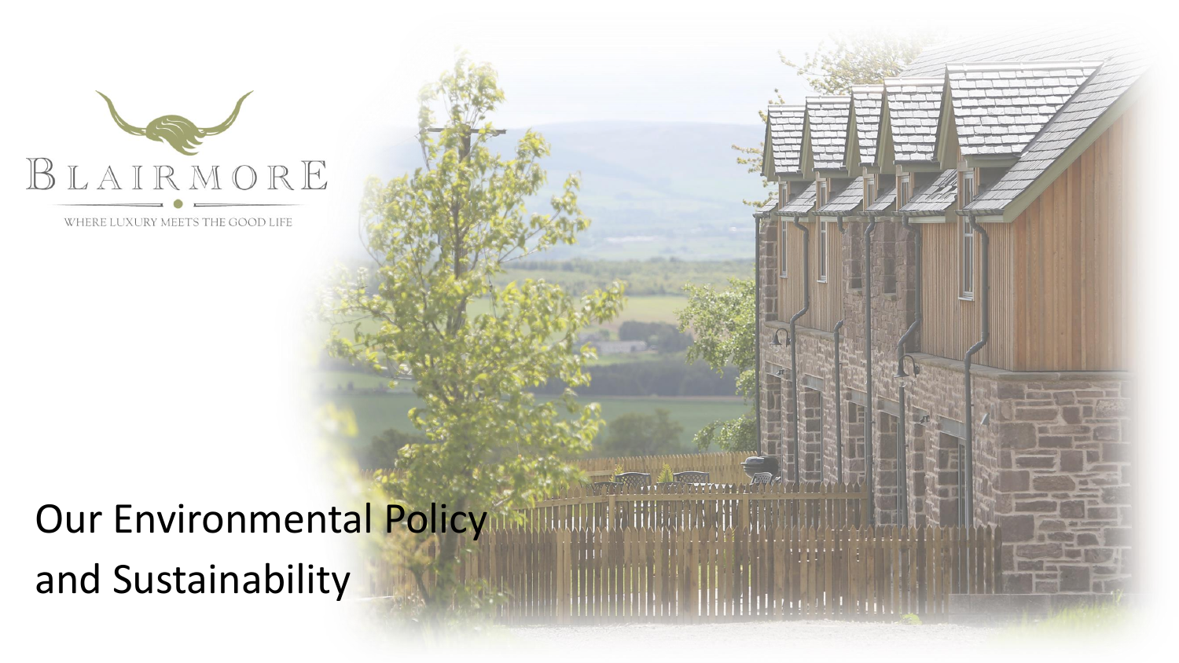BLAIRMORE

WHERE LUXURY MEETS THE GOOD LIFE

# Our Environmental Policy and Sustainability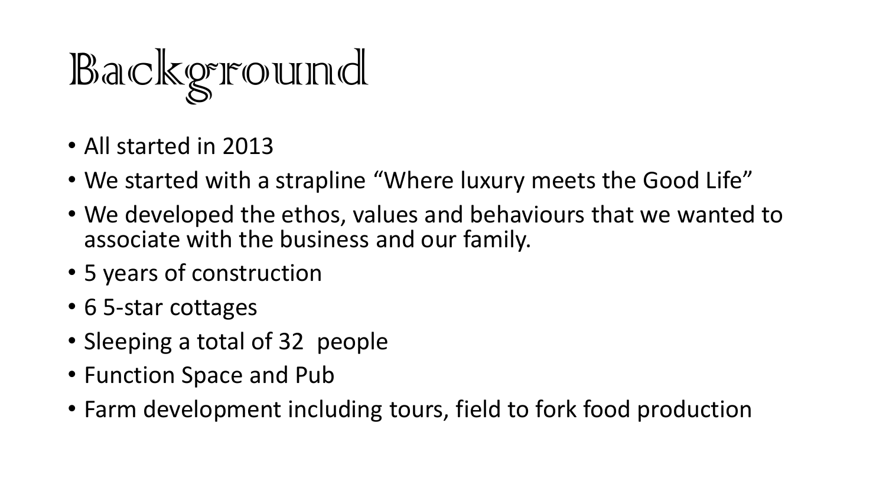# Background

- All started in 2013
- We started with a strapline "Where luxury meets the Good Life"
- We developed the ethos, values and behaviours that we wanted to associate with the business and our family.
- 5 years of construction
- 6 5-star cottages
- Sleeping a total of 32 people
- Function Space and Pub
- Farm development including tours, field to fork food production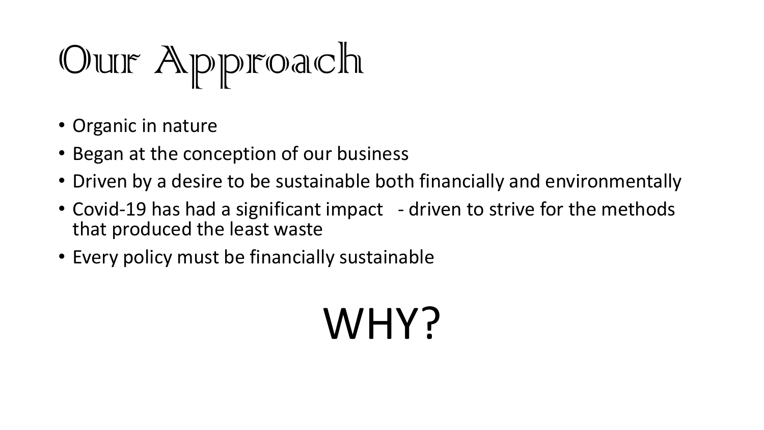# Our Approach

- Organic in nature
- Began at the conception of our business
- Driven by a desire to be sustainable both financially and environmentally
- Covid-19 has had a significant impact - driven to strive for the methods that produced the least waste
- Every policy must be financially sustainable

WHY?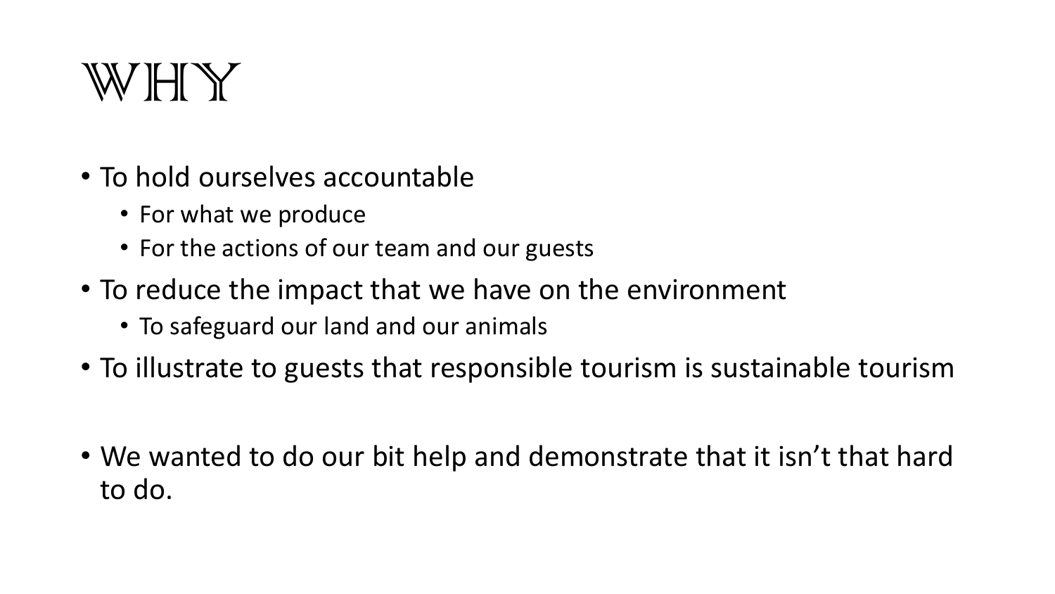# WHY

- To hold ourselves accountable
  - For what we produce
  - For the actions of our team and our guests
- To reduce the impact that we have on the environment
  - To safeguard our land and our animals
- To illustrate to guests that responsible tourism is sustainable tourism

- We wanted to do our bit help and demonstrate that it isn't that hard to do.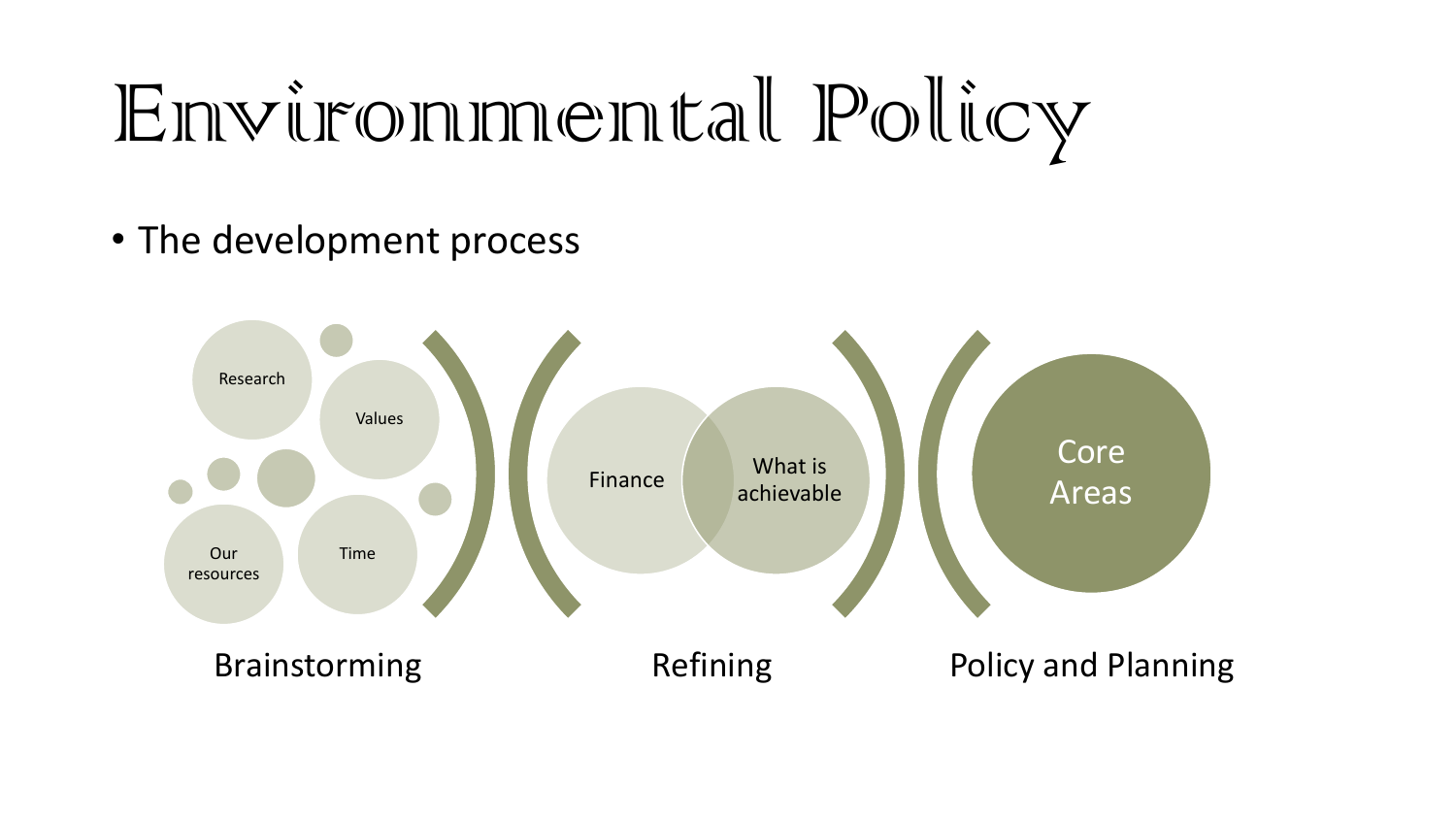# Environmental Policy

- The development process

Research
Values
Our resources
Time

Brainstorming

Finance
What is achievable

Refining

Core Areas

Policy and Planning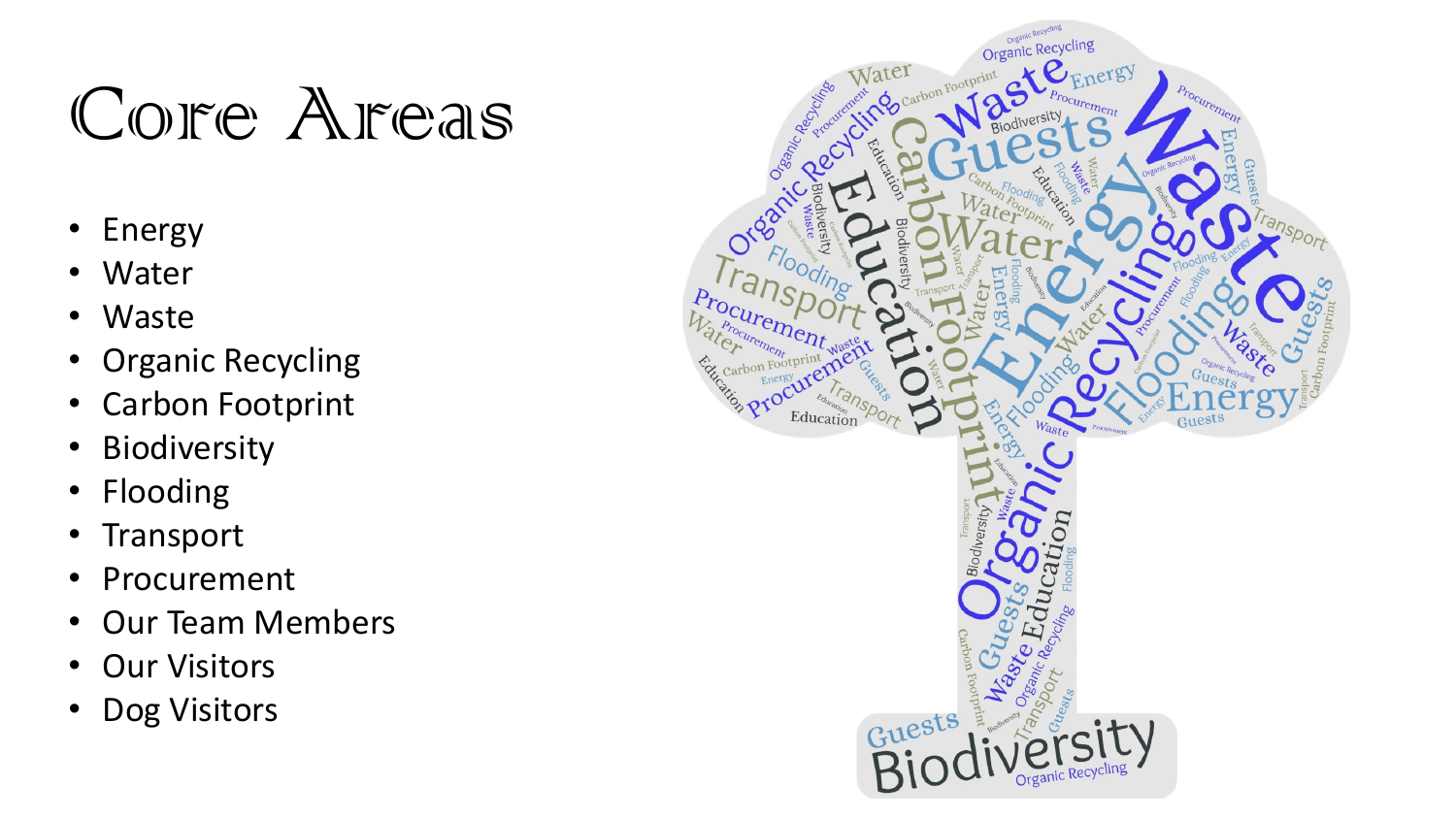# Core Areas

- Energy
- Water
- Waste
- Organic Recycling
- Carbon Footprint
- Biodiversity
- Flooding
- Transport
- Procurement
- Our Team Members
- Our Visitors
- Dog Visitors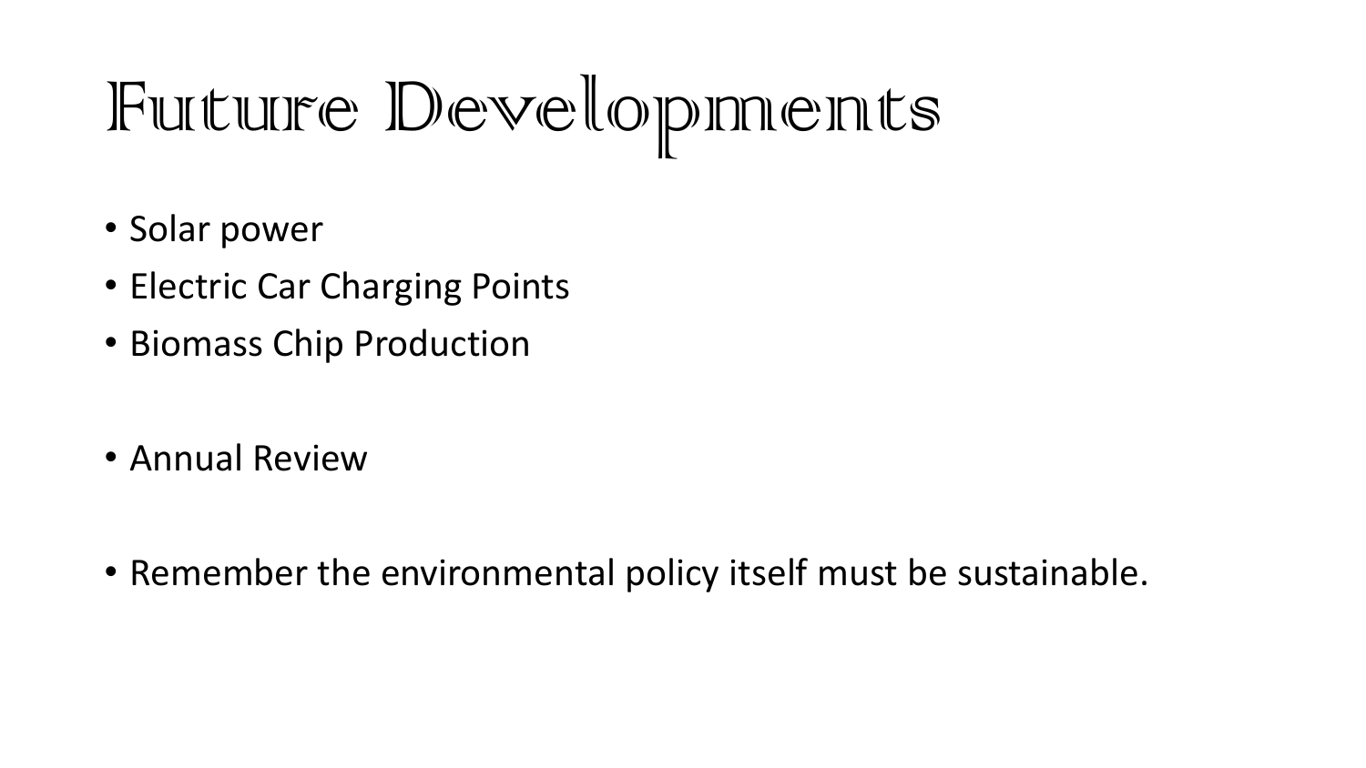# Future Developments

- Solar power
- Electric Car Charging Points
- Biomass Chip Production

- Annual Review

- Remember the environmental policy itself must be sustainable.